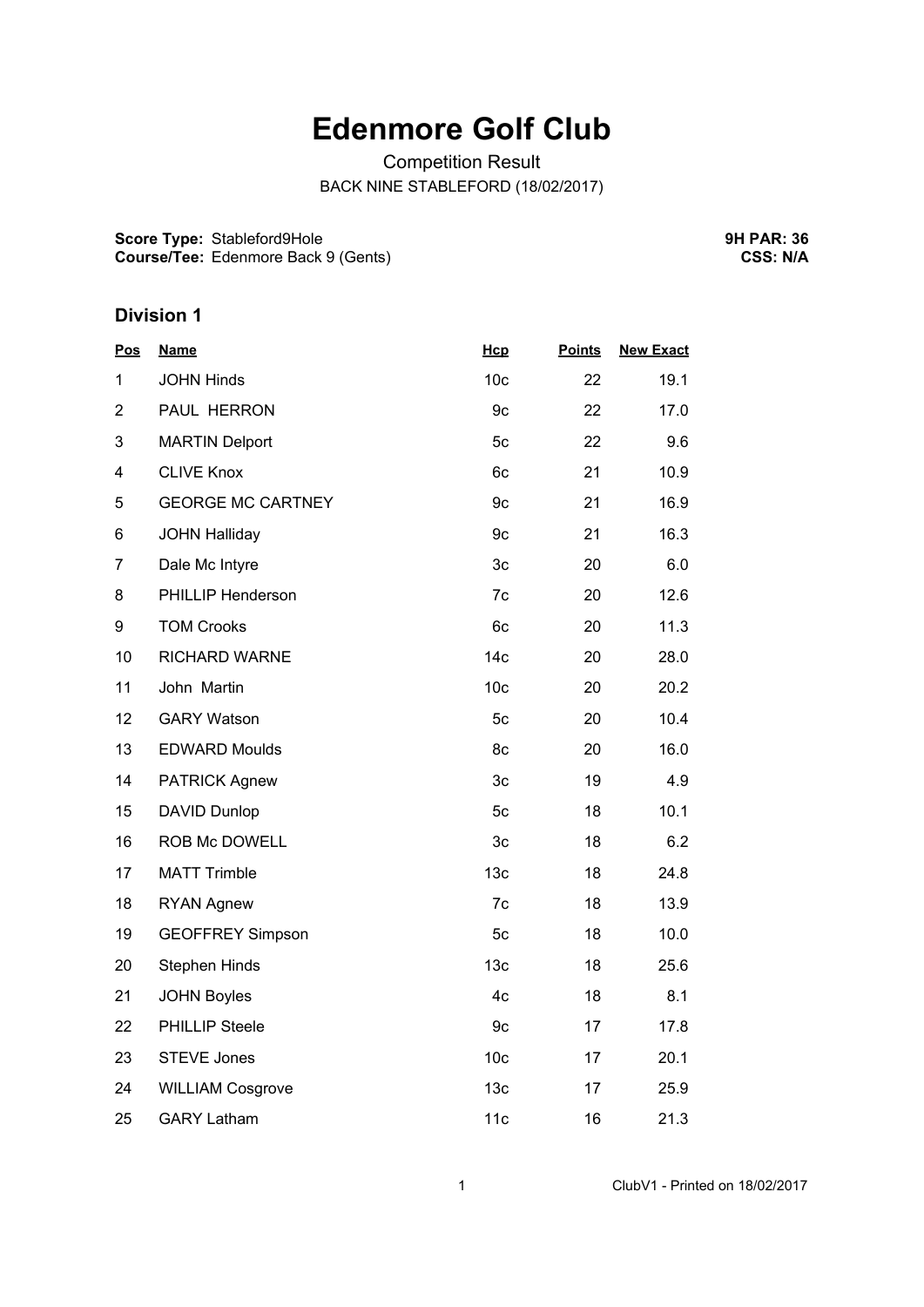# Edenmore Golf Club

Competition Result

BACK NINE STABLEFORD (18/02/2017)

**Score Type:** Stableford9Hole
**Course/Tee:** Edenmore Back 9 (Gents)

**9H PAR: 36**
**CSS: N/A**

## Division 1

| Pos | Name | Hcp | Points | New Exact |
|---|---|---|---|---|
| 1 | JOHN Hinds | 10c | 22 | 19.1 |
| 2 | PAUL HERRON | 9c | 22 | 17.0 |
| 3 | MARTIN Delport | 5c | 22 | 9.6 |
| 4 | CLIVE Knox | 6c | 21 | 10.9 |
| 5 | GEORGE MC CARTNEY | 9c | 21 | 16.9 |
| 6 | JOHN Halliday | 9c | 21 | 16.3 |
| 7 | Dale Mc Intyre | 3c | 20 | 6.0 |
| 8 | PHILLIP Henderson | 7c | 20 | 12.6 |
| 9 | TOM Crooks | 6c | 20 | 11.3 |
| 10 | RICHARD WARNE | 14c | 20 | 28.0 |
| 11 | John Martin | 10c | 20 | 20.2 |
| 12 | GARY Watson | 5c | 20 | 10.4 |
| 13 | EDWARD Moulds | 8c | 20 | 16.0 |
| 14 | PATRICK Agnew | 3c | 19 | 4.9 |
| 15 | DAVID Dunlop | 5c | 18 | 10.1 |
| 16 | ROB Mc DOWELL | 3c | 18 | 6.2 |
| 17 | MATT Trimble | 13c | 18 | 24.8 |
| 18 | RYAN Agnew | 7c | 18 | 13.9 |
| 19 | GEOFFREY Simpson | 5c | 18 | 10.0 |
| 20 | Stephen Hinds | 13c | 18 | 25.6 |
| 21 | JOHN Boyles | 4c | 18 | 8.1 |
| 22 | PHILLIP Steele | 9c | 17 | 17.8 |
| 23 | STEVE Jones | 10c | 17 | 20.1 |
| 24 | WILLIAM Cosgrove | 13c | 17 | 25.9 |
| 25 | GARY Latham | 11c | 16 | 21.3 |

ClubV1 - Printed on 18/02/2017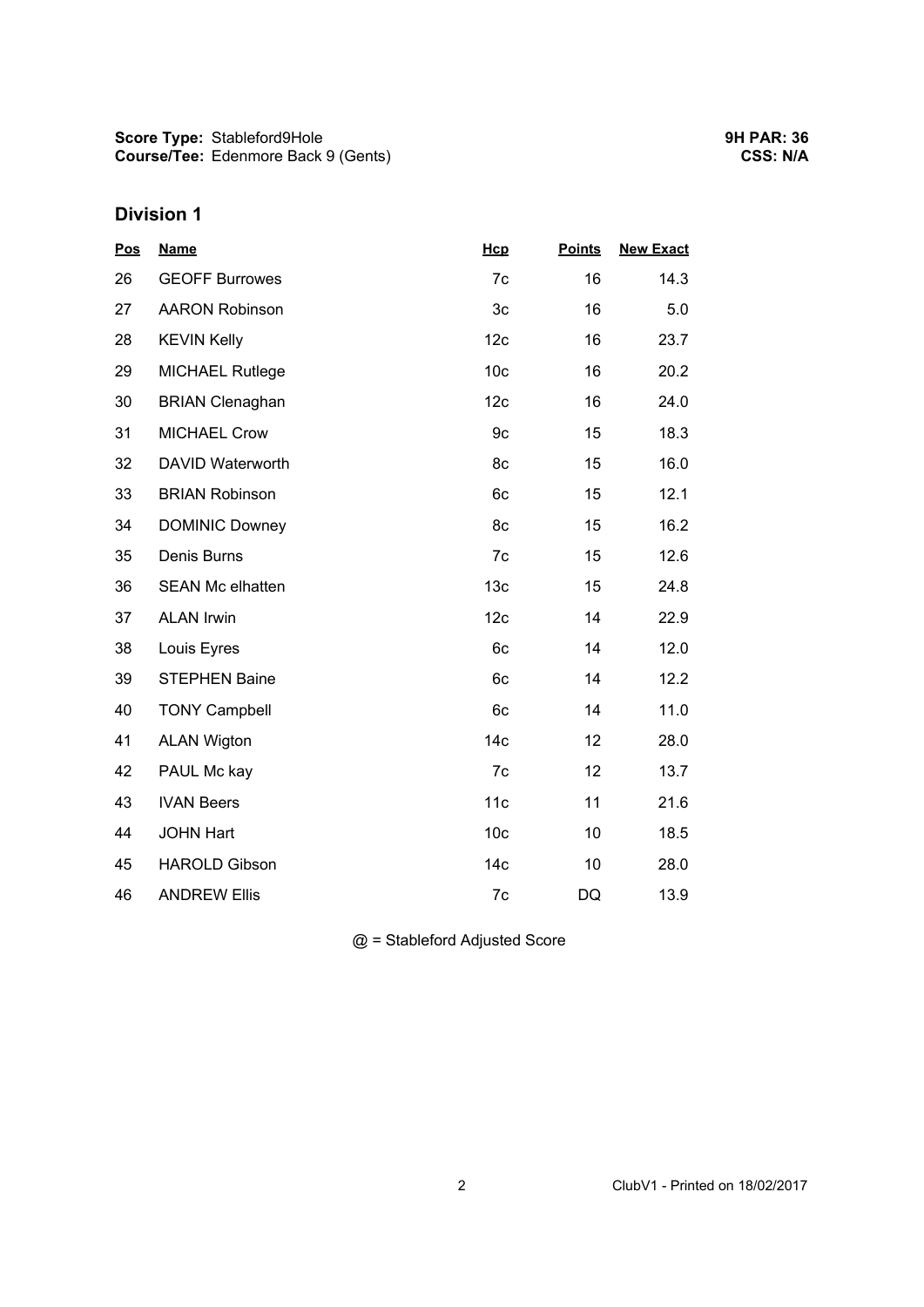**Score Type:** Stableford9Hole
**Course/Tee:** Edenmore Back 9 (Gents)

**9H PAR: 36**
**CSS: N/A**

## Division 1

| Pos | Name | Hcp | Points | New Exact |
|---|---|---|---|---|
| 26 | GEOFF Burrowes | 7c | 16 | 14.3 |
| 27 | AARON Robinson | 3c | 16 | 5.0 |
| 28 | KEVIN Kelly | 12c | 16 | 23.7 |
| 29 | MICHAEL Rutlege | 10c | 16 | 20.2 |
| 30 | BRIAN Clenaghan | 12c | 16 | 24.0 |
| 31 | MICHAEL Crow | 9c | 15 | 18.3 |
| 32 | DAVID Waterworth | 8c | 15 | 16.0 |
| 33 | BRIAN Robinson | 6c | 15 | 12.1 |
| 34 | DOMINIC Downey | 8c | 15 | 16.2 |
| 35 | Denis Burns | 7c | 15 | 12.6 |
| 36 | SEAN Mc elhatten | 13c | 15 | 24.8 |
| 37 | ALAN Irwin | 12c | 14 | 22.9 |
| 38 | Louis Eyres | 6c | 14 | 12.0 |
| 39 | STEPHEN Baine | 6c | 14 | 12.2 |
| 40 | TONY Campbell | 6c | 14 | 11.0 |
| 41 | ALAN Wigton | 14c | 12 | 28.0 |
| 42 | PAUL Mc kay | 7c | 12 | 13.7 |
| 43 | IVAN Beers | 11c | 11 | 21.6 |
| 44 | JOHN Hart | 10c | 10 | 18.5 |
| 45 | HAROLD Gibson | 14c | 10 | 28.0 |
| 46 | ANDREW Ellis | 7c | DQ | 13.9 |

@ = Stableford Adjusted Score

ClubV1 - Printed on 18/02/2017